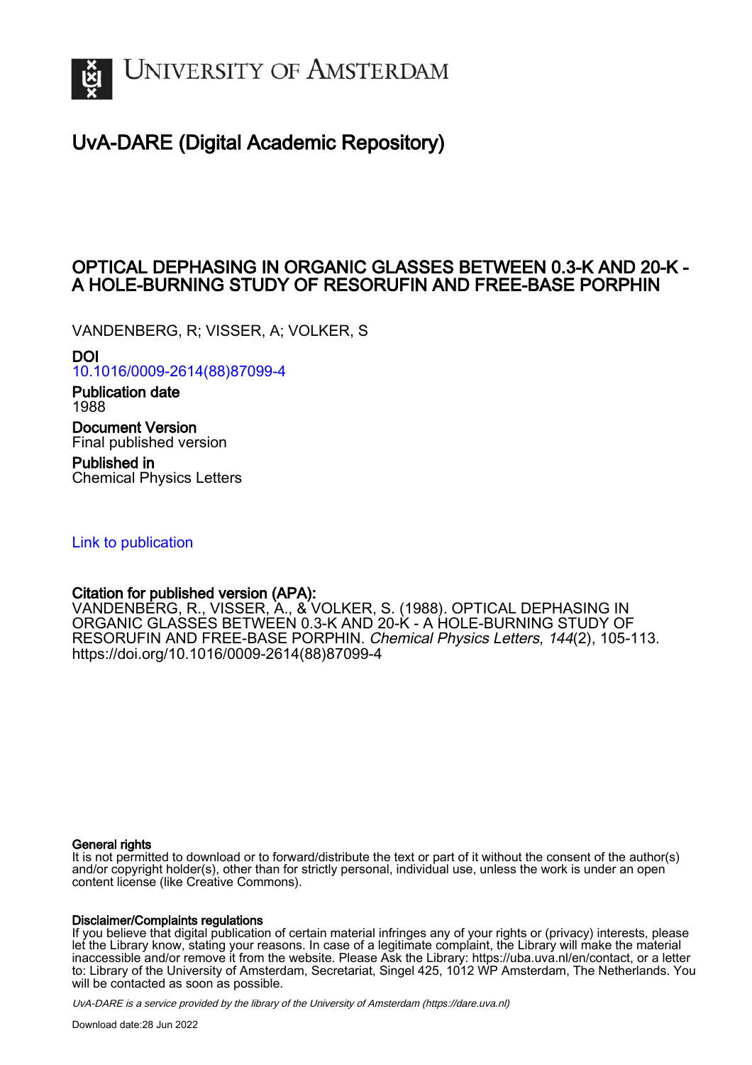# UvA-DARE (Digital Academic Repository)

## OPTICAL DEPHASING IN ORGANIC GLASSES BETWEEN 0.3-K AND 20-K - A HOLE-BURNING STUDY OF RESORUFIN AND FREE-BASE PORPHIN

VANDENBERG, R; VISSER, A; VOLKER, S

**DOI**
10.1016/0009-2614(88)87099-4

**Publication date**
1988

**Document Version**
Final published version

**Published in**
Chemical Physics Letters

Link to publication

**Citation for published version (APA):**
VANDENBERG, R., VISSER, A., & VOLKER, S. (1988). OPTICAL DEPHASING IN ORGANIC GLASSES BETWEEN 0.3-K AND 20-K - A HOLE-BURNING STUDY OF RESORUFIN AND FREE-BASE PORPHIN. *Chemical Physics Letters*, *144*(2), 105-113. https://doi.org/10.1016/0009-2614(88)87099-4

**General rights**
It is not permitted to download or to forward/distribute the text or part of it without the consent of the author(s) and/or copyright holder(s), other than for strictly personal, individual use, unless the work is under an open content license (like Creative Commons).

**Disclaimer/Complaints regulations**
If you believe that digital publication of certain material infringes any of your rights or (privacy) interests, please let the Library know, stating your reasons. In case of a legitimate complaint, the Library will make the material inaccessible and/or remove it from the website. Please Ask the Library: https://uba.uva.nl/en/contact, or a letter to: Library of the University of Amsterdam, Secretariat, Singel 425, 1012 WP Amsterdam, The Netherlands. You will be contacted as soon as possible.

UvA-DARE is a service provided by the library of the University of Amsterdam (https://dare.uva.nl)

Download date:28 Jun 2022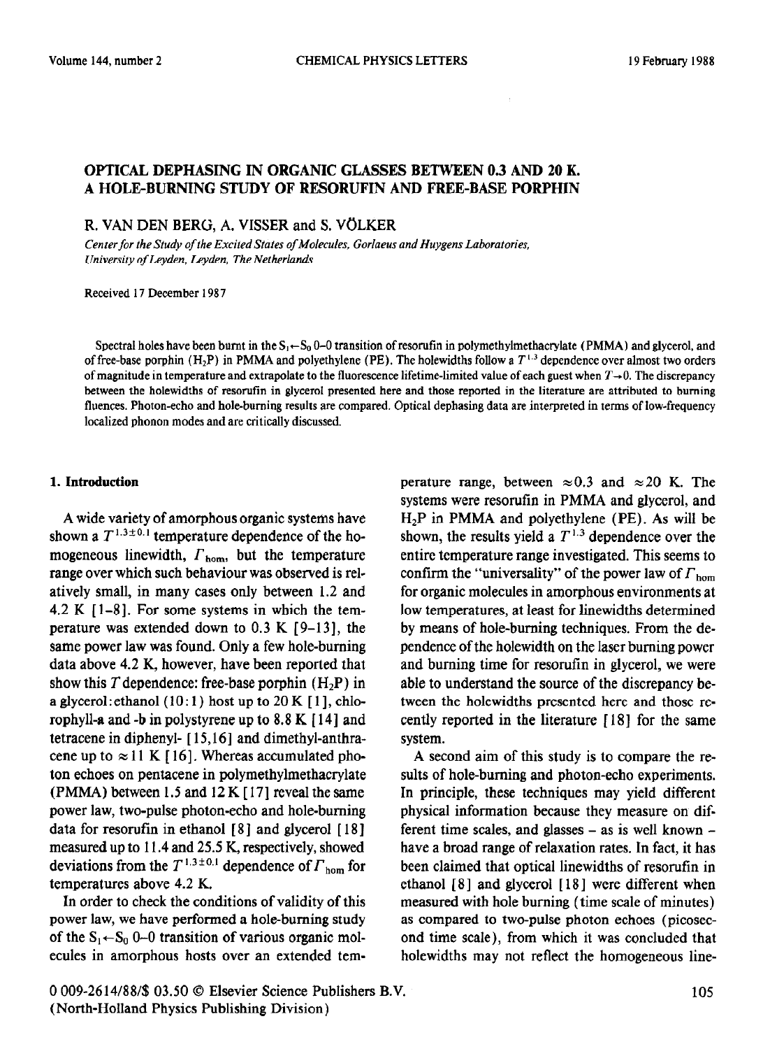# OPTICAL DEPHASING IN ORGANIC GLASSES BETWEEN 0.3 AND 20 K. A HOLE-BURNING STUDY OF RESORUFIN AND FREE-BASE PORPHIN

R. VAN DEN BERG, A. VISSER and S. VÖLKER

*Center for the Study of the Excited States of Molecules, Gorlaeus and Huygens Laboratories, University of Leyden, Leyden, The Netherlands*

Received 17 December 1987

Spectral holes have been burnt in the $S_1 \leftarrow S_0$ 0–0 transition of resorufin in polymethylmethacrylate (PMMA) and glycerol, and of free-base porphin ($H_2P$) in PMMA and polyethylene (PE). The holewidths follow a $T^{1.3}$ dependence over almost two orders of magnitude in temperature and extrapolate to the fluorescence lifetime-limited value of each guest when $T \to 0$. The discrepancy between the holewidths of resorufin in glycerol presented here and those reported in the literature are attributed to burning fluences. Photon-echo and hole-burning results are compared. Optical dephasing data are interpreted in terms of low-frequency localized phonon modes and are critically discussed.

## 1. Introduction

A wide variety of amorphous organic systems have shown a $T^{1.3 \pm 0.1}$ temperature dependence of the homogeneous linewidth, $\Gamma_{hom}$, but the temperature range over which such behaviour was observed is relatively small, in many cases only between 1.2 and 4.2 K [1–8]. For some systems in which the temperature was extended down to 0.3 K [9–13], the same power law was found. Only a few hole-burning data above 4.2 K, however, have been reported that show this $T$ dependence: free-base porphin ($H_2P$) in a glycerol:ethanol (10:1) host up to 20 K [1], chlorophyll-*a* and -*b* in polystyrene up to 8.8 K [14] and tetracene in diphenyl- [15,16] and dimethyl-anthracene up to $\approx 11$ K [16]. Whereas accumulated photon echoes on pentacene in polymethylmethacrylate (PMMA) between 1.5 and 12 K [17] reveal the same power law, two-pulse photon-echo and hole-burning data for resorufin in ethanol [8] and glycerol [18] measured up to 11.4 and 25.5 K, respectively, showed deviations from the $T^{1.3 \pm 0.1}$ dependence of $\Gamma_{hom}$ for temperatures above 4.2 K.

In order to check the conditions of validity of this power law, we have performed a hole-burning study of the $S_1 \leftarrow S_0$ 0–0 transition of various organic molecules in amorphous hosts over an extended temperature range, between $\approx 0.3$ and $\approx 20$ K. The systems were resorufin in PMMA and glycerol, and $H_2P$ in PMMA and polyethylene (PE). As will be shown, the results yield a $T^{1.3}$ dependence over the entire temperature range investigated. This seems to confirm the "universality" of the power law of $\Gamma_{hom}$ for organic molecules in amorphous environments at low temperatures, at least for linewidths determined by means of hole-burning techniques. From the dependence of the holewidth on the laser burning power and burning time for resorufin in glycerol, we were able to understand the source of the discrepancy between the holewidths presented here and those recently reported in the literature [18] for the same system.

A second aim of this study is to compare the results of hole-burning and photon-echo experiments. In principle, these techniques may yield different physical information because they measure on different time scales, and glasses – as is well known – have a broad range of relaxation rates. In fact, it has been claimed that optical linewidths of resorufin in ethanol [8] and glycerol [18] were different when measured with hole burning (time scale of minutes) as compared to two-pulse photon echoes (picosecond time scale), from which it was concluded that holewidths may not reflect the homogeneous line-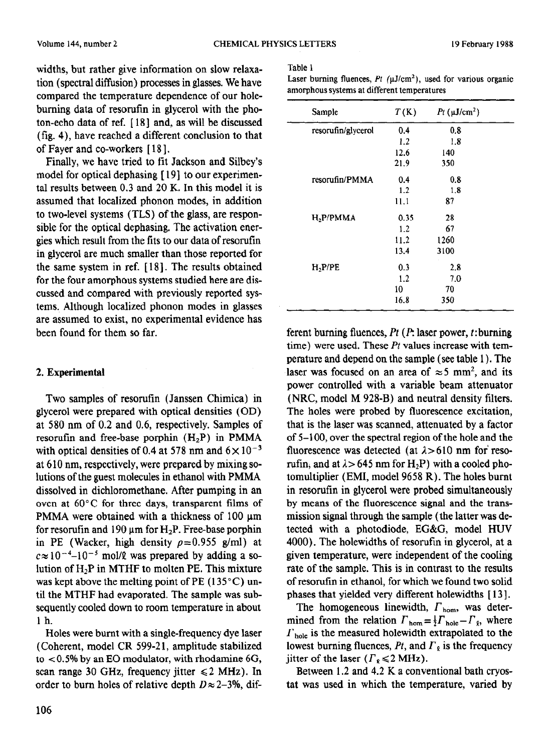widths, but rather give information on slow relaxation (spectral diffusion) processes in glasses. We have compared the temperature dependence of our hole-burning data of resorufin in glycerol with the photon-echo data of ref. [18] and, as will be discussed (fig. 4), have reached a different conclusion to that of Fayer and co-workers [18].

Finally, we have tried to fit Jackson and Silbey's model for optical dephasing [19] to our experimental results between 0.3 and 20 K. In this model it is assumed that localized phonon modes, in addition to two-level systems (TLS) of the glass, are responsible for the optical dephasing. The activation energies which result from the fits to our data of resorufin in glycerol are much smaller than those reported for the same system in ref. [18]. The results obtained for the four amorphous systems studied here are discussed and compared with previously reported systems. Although localized phonon modes in glasses are assumed to exist, no experimental evidence has been found for them so far.

## 2. Experimental

Two samples of resorufin (Janssen Chimica) in glycerol were prepared with optical densities (OD) at 580 nm of 0.2 and 0.6, respectively. Samples of resorufin and free-base porphin ($H_2P$) in PMMA with optical densities of 0.4 at 578 nm and $6\times10^{-3}$ at 610 nm, respectively, were prepared by mixing solutions of the guest molecules in ethanol with PMMA dissolved in dichloromethane. After pumping in an oven at 60°C for three days, transparent films of PMMA were obtained with a thickness of 100 μm for resorufin and 190 μm for $H_2P$. Free-base porphin in PE (Wacker, high density $\rho=0.955$ g/ml) at $c\approx10^{-4}$–$10^{-5}$ mol/ℓ was prepared by adding a solution of $H_2P$ in MTHF to molten PE. This mixture was kept above the melting point of PE (135°C) until the MTHF had evaporated. The sample was subsequently cooled down to room temperature in about 1 h.

Holes were burnt with a single-frequency dye laser (Coherent, model CR 599-21, amplitude stabilized to <0.5% by an EO modulator, with rhodamine 6G, scan range 30 GHz, frequency jitter ⩽2 MHz). In order to burn holes of relative depth $D\approx2$–3%, different burning fluences, $Pt$ ($P$: laser power, $t$: burning time) were used. These $Pt$ values increase with temperature and depend on the sample (see table 1). The laser was focused on an area of ≈5 mm², and its power controlled with a variable beam attenuator (NRC, model M 928-B) and neutral density filters. The holes were probed by fluorescence excitation, that is the laser was scanned, attenuated by a factor of 5–100, over the spectral region of the hole and the fluorescence was detected (at $\lambda>610$ nm for resorufin, and at $\lambda>645$ nm for $H_2P$) with a cooled photomultiplier (EMI, model 9658 R). The holes burnt in resorufin in glycerol were probed simultaneously by means of the fluorescence signal and the transmission signal through the sample (the latter was detected with a photodiode, EG&G, model HUV 4000). The holewidths of resorufin in glycerol, at a given temperature, were independent of the cooling rate of the sample. This is in contrast to the results of resorufin in ethanol, for which we found two solid phases that yielded very different holewidths [13].

Table 1
Laser burning fluences, $Pt$ (μJ/cm²), used for various organic amorphous systems at different temperatures

| Sample | $T$ (K) | $Pt$ (μJ/cm²) |
|---|---|---|
| resorufin/glycerol | 0.4 | 0.8 |
| | 1.2 | 1.8 |
| | 12.6 | 140 |
| | 21.9 | 350 |
| resorufin/PMMA | 0.4 | 0.8 |
| | 1.2 | 1.8 |
| | 11.1 | 87 |
| $H_2P$/PMMA | 0.35 | 28 |
| | 1.2 | 67 |
| | 11.2 | 1260 |
| | 13.4 | 3100 |
| $H_2P$/PE | 0.3 | 2.8 |
| | 1.2 | 7.0 |
| | 10 | 70 |
| | 16.8 | 350 |

The homogeneous linewidth, $\Gamma_{\mathrm{hom}}$, was determined from the relation $\Gamma_{\mathrm{hom}}=\frac{1}{2}\Gamma_{\mathrm{hole}}-\Gamma_{\mathrm{g}}$, where $\Gamma_{\mathrm{hole}}$ is the measured holewidth extrapolated to the lowest burning fluences, $Pt$, and $\Gamma_{\mathrm{g}}$ is the frequency jitter of the laser ($\Gamma_{\mathrm{g}}\leqslant2$ MHz).

Between 1.2 and 4.2 K a conventional bath cryostat was used in which the temperature, varied by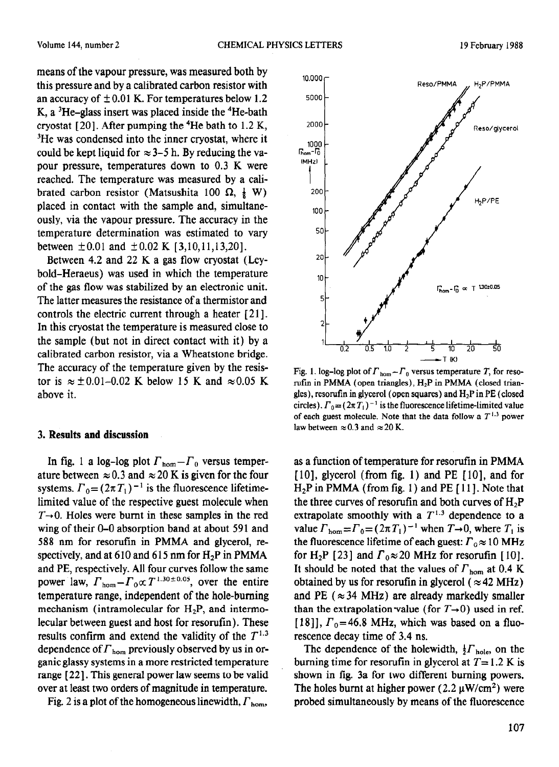means of the vapour pressure, was measured both by this pressure and by a calibrated carbon resistor with an accuracy of $\pm 0.01$ K. For temperatures below 1.2 K, a $^3$He–glass insert was placed inside the $^4$He-bath cryostat [20]. After pumping the $^4$He bath to 1.2 K, $^3$He was condensed into the inner cryostat, where it could be kept liquid for $\approx 3$–5 h. By reducing the vapour pressure, temperatures down to 0.3 K were reached. The temperature was measured by a calibrated carbon resistor (Matsushita 100 Ω, $\frac{1}{8}$ W) placed in contact with the sample and, simultaneously, via the vapour pressure. The accuracy in the temperature determination was estimated to vary between $\pm 0.01$ and $\pm 0.02$ K [3,10,11,13,20].

Between 4.2 and 22 K a gas flow cryostat (Leybold–Heraeus) was used in which the temperature of the gas flow was stabilized by an electronic unit. The latter measures the resistance of a thermistor and controls the electric current through a heater [21]. In this cryostat the temperature is measured close to the sample (but not in direct contact with it) by a calibrated carbon resistor, via a Wheatstone bridge. The accuracy of the temperature given by the resistor is $\approx \pm 0.01$–0.02 K below 15 K and $\approx 0.05$ K above it.

## 3. Results and discussion

In fig. 1 a log–log plot $\Gamma_{hom} - \Gamma_0$ versus temperature between $\approx 0.3$ and $\approx 20$ K is given for the four systems. $\Gamma_0 = (2\pi T_1)^{-1}$ is the fluorescence lifetime-limited value of the respective guest molecule when $T \to 0$. Holes were burnt in these samples in the red wing of their 0–0 absorption band at about 591 and 588 nm for resorufin in PMMA and glycerol, respectively, and at 610 and 615 nm for $H_2P$ in PMMA and PE, respectively. All four curves follow the same power law, $\Gamma_{hom} - \Gamma_0 \propto T^{1.30 \pm 0.05}$, over the entire temperature range, independent of the hole-burning mechanism (intramolecular for $H_2P$, and intermolecular between guest and host for resorufin). These results confirm and extend the validity of the $T^{1.3}$ dependence of $\Gamma_{hom}$ previously observed by us in organic glassy systems in a more restricted temperature range [22]. This general power law seems to be valid over at least two orders of magnitude in temperature.

Fig. 1. log–log plot of $\Gamma_{hom} - \Gamma_0$ versus temperature $T$, for resorufin in PMMA (open triangles), $H_2P$ in PMMA (closed triangles), resorufin in glycerol (open squares) and $H_2P$ in PE (closed circles). $\Gamma_0 = (2\pi T_1)^{-1}$ is the fluorescence lifetime-limited value of each guest molecule. Note that the data follow a $T^{1.3}$ power law between $\approx 0.3$ and $\approx 20$ K.

Fig. 2 is a plot of the homogeneous linewidth, $\Gamma_{hom}$, as a function of temperature for resorufin in PMMA [10], glycerol (from fig. 1) and PE [10], and for $H_2P$ in PMMA (from fig. 1) and PE [11]. Note that the three curves of resorufin and both curves of $H_2P$ extrapolate smoothly with a $T^{1.3}$ dependence to a value $\Gamma_{hom} = \Gamma_0 = (2\pi T_1)^{-1}$ when $T \to 0$, where $T_1$ is the fluorescence lifetime of each guest: $\Gamma_0 \approx 10$ MHz for $H_2P$ [23] and $\Gamma_0 \approx 20$ MHz for resorufin [10]. It should be noted that the values of $\Gamma_{hom}$ at 0.4 K obtained by us for resorufin in glycerol ($\approx 42$ MHz) and PE ($\approx 34$ MHz) are already markedly smaller than the extrapolation value (for $T \to 0$) used in ref. [18]], $\Gamma_0 = 46.8$ MHz, which was based on a fluorescence decay time of 3.4 ns.

The dependence of the holewidth, $\frac{1}{2}\Gamma_{hole}$, on the burning time for resorufin in glycerol at $T = 1.2$ K is shown in fig. 3a for two different burning powers. The holes burnt at higher power (2.2 μW/cm²) were probed simultaneously by means of the fluorescence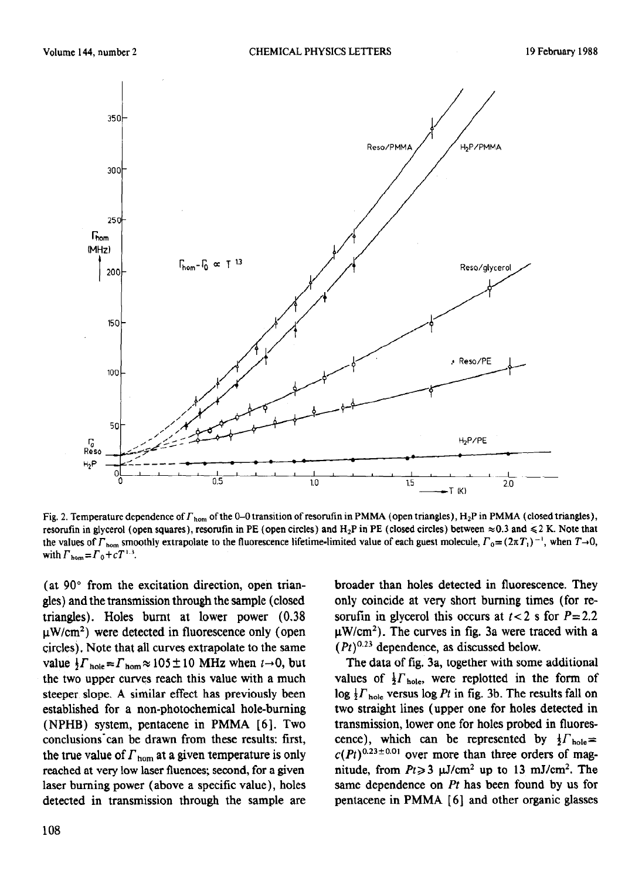Fig. 2. Temperature dependence of $\Gamma_{hom}$ of the 0–0 transition of resorufin in PMMA (open triangles), $H_2P$ in PMMA (closed triangles), resorufin in glycerol (open squares), resorufin in PE (open circles) and $H_2P$ in PE (closed circles) between ≈0.3 and ≤2 K. Note that the values of $\Gamma_{hom}$ smoothly extrapolate to the fluorescence lifetime-limited value of each guest molecule, $\Gamma_0 = (2\pi T_1)^{-1}$, when $T \to 0$, with $\Gamma_{hom} = \Gamma_0 + cT^{1.3}$.

(at 90° from the excitation direction, open triangles) and the transmission through the sample (closed triangles). Holes burnt at lower power (0.38 μW/cm²) were detected in fluorescence only (open circles). Note that all curves extrapolate to the same value $\frac{1}{2}\Gamma_{hole} = \Gamma_{hom} \approx 105 \pm 10$ MHz when $t \to 0$, but the two upper curves reach this value with a much steeper slope. A similar effect has previously been established for a non-photochemical hole-burning (NPHB) system, pentacene in PMMA [6]. Two conclusions can be drawn from these results: first, the true value of $\Gamma_{hom}$ at a given temperature is only reached at very low laser fluences; second, for a given laser burning power (above a specific value), holes detected in transmission through the sample are broader than holes detected in fluorescence. They only coincide at very short burning times (for resorufin in glycerol this occurs at $t < 2$ s for $P = 2.2$ μW/cm²). The curves in fig. 3a were traced with a $(Pt)^{0.23}$ dependence, as discussed below.

The data of fig. 3a, together with some additional values of $\frac{1}{2}\Gamma_{hole}$, were replotted in the form of $\log \frac{1}{2}\Gamma_{hole}$ versus $\log Pt$ in fig. 3b. The results fall on two straight lines (upper one for holes detected in transmission, lower one for holes probed in fluorescence), which can be represented by $\frac{1}{2}\Gamma_{hole} = c(Pt)^{0.23 \pm 0.01}$ over more than three orders of magnitude, from $Pt \geqslant 3$ μJ/cm² up to 13 mJ/cm². The same dependence on $Pt$ has been found by us for pentacene in PMMA [6] and other organic glasses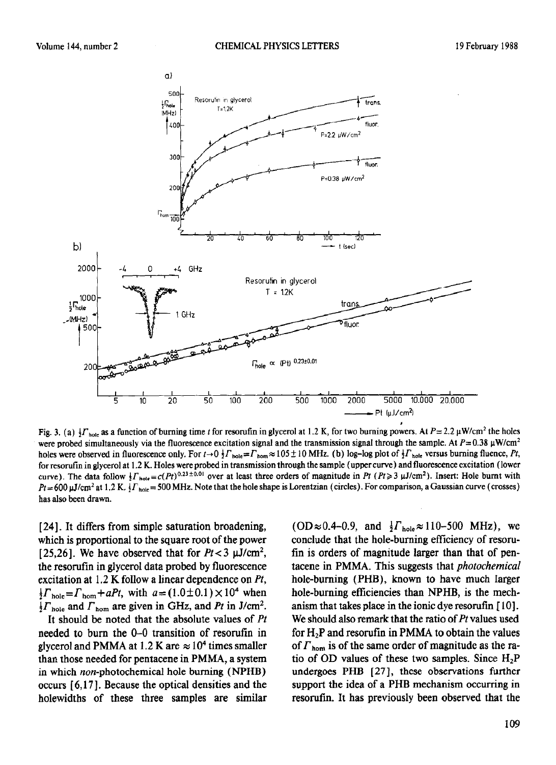Fig. 3. (a) $\frac{1}{2}\Gamma_{hole}$ as a function of burning time $t$ for resorufin in glycerol at 1.2 K, for two burning powers. At $P=2.2$ μW/cm² the holes were probed simultaneously via the fluorescence excitation signal and the transmission signal through the sample. At $P=0.38$ μW/cm² holes were observed in fluorescence only. For $t \to 0$ $\frac{1}{2}\Gamma_{hole}=\Gamma_{hom}\approx 105\pm 10$ MHz. (b) log–log plot of $\frac{1}{2}\Gamma_{hole}$ versus burning fluence, $Pt$, for resorufin in glycerol at 1.2 K. Holes were probed in transmission through the sample (upper curve) and fluorescence excitation (lower curve). The data follow $\frac{1}{2}\Gamma_{hole}=c(Pt)^{0.23\pm 0.01}$ over at least three orders of magnitude in $Pt$ ($Pt \geq 3$ μJ/cm²). Insert: Hole burnt with $Pt=600$ μJ/cm² at 1.2 K. $\frac{1}{2}\Gamma_{hole}=500$ MHz. Note that the hole shape is Lorentzian (circles). For comparison, a Gaussian curve (crosses) has also been drawn.

[24]. It differs from simple saturation broadening, which is proportional to the square root of the power [25,26]. We have observed that for $Pt<3$ μJ/cm², the resorufin in glycerol data probed by fluorescence excitation at 1.2 K follow a linear dependence on $Pt$, $\frac{1}{2}\Gamma_{hole}=\Gamma_{hom}+aPt$, with $a=(1.0\pm 0.1)\times 10^{4}$ when $\frac{1}{2}\Gamma_{hole}$ and $\Gamma_{hom}$ are given in GHz, and $Pt$ in J/cm².

It should be noted that the absolute values of $Pt$ needed to burn the 0–0 transition of resorufin in glycerol and PMMA at 1.2 K are $\approx 10^{4}$ times smaller than those needed for pentacene in PMMA, a system in which *non*-photochemical hole burning (NPHB) occurs [6,17]. Because the optical densities and the holewidths of these three samples are similar (OD≈0.4–0.9, and $\frac{1}{2}\Gamma_{hole}\approx 110$–$500$ MHz), we conclude that the hole-burning efficiency of resorufin is orders of magnitude larger than that of pentacene in PMMA. This suggests that *photochemical* hole-burning (PHB), known to have much larger hole-burning efficiencies than NPHB, is the mechanism that takes place in the ionic dye resorufin [10]. We should also remark that the ratio of $Pt$ values used for $H_2P$ and resorufin in PMMA to obtain the values of $\Gamma_{hom}$ is of the same order of magnitude as the ratio of OD values of these two samples. Since $H_2P$ undergoes PHB [27], these observations further support the idea of a PHB mechanism occurring in resorufin. It has previously been observed that the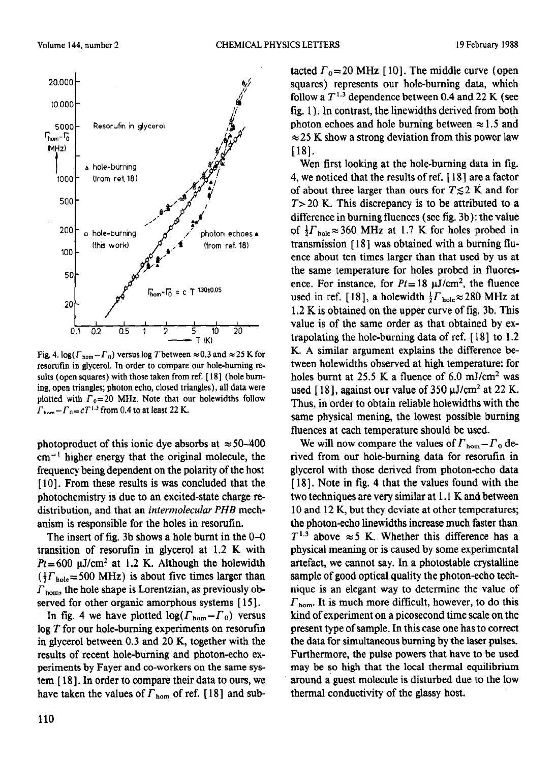Fig. 4. $\log(\Gamma_{hom} - \Gamma_0)$ versus $\log T$ between $\approx 0.3$ and $\approx 25$ K for resorufin in glycerol. In order to compare our hole-burning results (open squares) with those taken from ref. [18] (hole burning, open triangles; photon echo, closed triangles), all data were plotted with $\Gamma_0 = 20$ MHz. Note that our holewidths follow $\Gamma_{hom} - \Gamma_0 = cT^{1.3}$ from 0.4 to at least 22 K.

photoproduct of this ionic dye absorbs at $\approx 50$–400 $cm^{-1}$ higher energy that the original molecule, the frequency being dependent on the polarity of the host [10]. From these results is was concluded that the photochemistry is due to an excited-state charge redistribution, and that an *intermolecular PHB* mechanism is responsible for the holes in resorufin.

The insert of fig. 3b shows a hole burnt in the 0–0 transition of resorufin in glycerol at 1.2 K with $Pt = 600$ μJ/cm² at 1.2 K. Although the holewidth ($\frac{1}{2}\Gamma_{hole} = 500$ MHz) is about five times larger than $\Gamma_{hom}$, the hole shape is Lorentzian, as previously observed for other organic amorphous systems [15].

In fig. 4 we have plotted $\log(\Gamma_{hom} - \Gamma_0)$ versus $\log T$ for our hole-burning experiments on resorufin in glycerol between 0.3 and 20 K, together with the results of recent hole-burning and photon-echo experiments by Fayer and co-workers on the same system [18]. In order to compare their data to ours, we have taken the values of $\Gamma_{hom}$ of ref. [18] and subtacted $\Gamma_0 = 20$ MHz [10]. The middle curve (open squares) represents our hole-burning data, which follow a $T^{1.3}$ dependence between 0.4 and 22 K (see fig. 1). In contrast, the linewidths derived from both photon echoes and hole burning between $\approx 1.5$ and $\approx 25$ K show a strong deviation from this power law [18].

Wen first looking at the hole-burning data in fig. 4, we noticed that the results of ref. [18] are a factor of about three larger than ours for $T \lesssim 2$ K and for $T > 20$ K. This discrepancy is to be attributed to a difference in burning fluences (see fig. 3b): the value of $\frac{1}{2}\Gamma_{hole} \approx 360$ MHz at 1.7 K for holes probed in transmission [18] was obtained with a burning fluence about ten times larger than that used by us at the same temperature for holes probed in fluorescence. For instance, for $Pt = 18$ μJ/cm², the fluence used in ref. [18], a holewidth $\frac{1}{2}\Gamma_{hole} \approx 280$ MHz at 1.2 K is obtained on the upper curve of fig. 3b. This value is of the same order as that obtained by extrapolating the hole-burning data of ref. [18] to 1.2 K. A similar argument explains the difference between holewidths observed at high temperature: for holes burnt at 25.5 K a fluence of 6.0 mJ/cm² was used [18], against our value of 350 μJ/cm² at 22 K. Thus, in order to obtain reliable holewidths with the same physical mening, the lowest possible burning fluences at each temperature should be used.

We will now compare the values of $\Gamma_{hom} - \Gamma_0$ derived from our hole-burning data for resorufin in glycerol with those derived from photon-echo data [18]. Note in fig. 4 that the values found with the two techniques are very similar at 1.1 K and between 10 and 12 K, but they deviate at other temperatures; the photon-echo linewidths increase much faster than $T^{1.3}$ above $\approx 5$ K. Whether this difference has a physical meaning or is caused by some experimental artefact, we cannot say. In a photostable crystalline sample of good optical quality the photon-echo technique is an elegant way to determine the value of $\Gamma_{hom}$. It is much more difficult, however, to do this kind of experiment on a picosecond time scale on the present type of sample. In this case one has to correct the data for simultaneous burning by the laser pulses. Furthermore, the pulse powers that have to be used may be so high that the local thermal equilibrium around a guest molecule is disturbed due to the low thermal conductivity of the glassy host.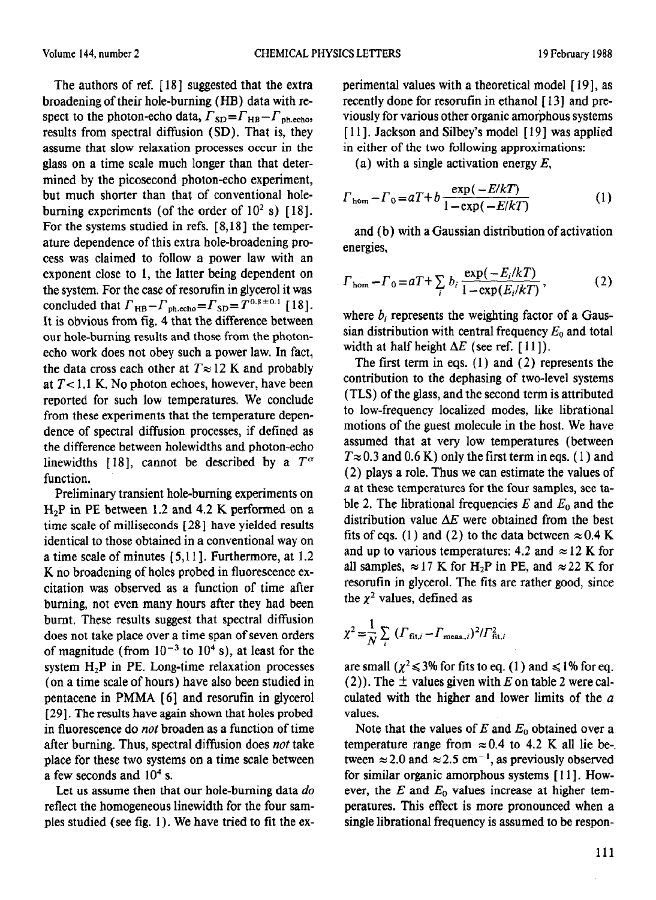The authors of ref. [18] suggested that the extra broadening of their hole-burning (HB) data with respect to the photon-echo data, $\Gamma_{SD}=\Gamma_{HB}-\Gamma_{ph.echo}$, results from spectral diffusion (SD). That is, they assume that slow relaxation processes occur in the glass on a time scale much longer than that determined by the picosecond photon-echo experiment, but much shorter than that of conventional hole-burning experiments (of the order of $10^2$ s) [18]. For the systems studied in refs. [8,18] the temperature dependence of this extra hole-broadening process was claimed to follow a power law with an exponent close to 1, the latter being dependent on the system. For the case of resorufin in glycerol it was concluded that $\Gamma_{HB}-\Gamma_{ph.echo}=\Gamma_{SD}=T^{0.8\pm0.1}$ [18]. It is obvious from fig. 4 that the difference between our hole-burning results and those from the photon-echo work does not obey such a power law. In fact, the data cross each other at $T\approx 12$ K and probably at $T<1.1$ K. No photon echoes, however, have been reported for such low temperatures. We conclude from these experiments that the temperature dependence of spectral diffusion processes, if defined as the difference between holewidths and photon-echo linewidths [18], cannot be described by a $T^{\alpha}$ function.

Preliminary transient hole-burning experiments on $H_2P$ in PE between 1.2 and 4.2 K performed on a time scale of milliseconds [28] have yielded results identical to those obtained in a conventional way on a time scale of minutes [5,11]. Furthermore, at 1.2 K no broadening of holes probed in fluorescence excitation was observed as a function of time after burning, not even many hours after they had been burnt. These results suggest that spectral diffusion does not take place over a time span of seven orders of magnitude (from $10^{-3}$ to $10^4$ s), at least for the system $H_2P$ in PE. Long-time relaxation processes (on a time scale of hours) have also been studied in pentacene in PMMA [6] and resorufin in glycerol [29]. The results have again shown that holes probed in fluorescence do *not* broaden as a function of time after burning. Thus, spectral diffusion does *not* take place for these two systems on a time scale between a few seconds and $10^4$ s.

Let us assume then that our hole-burning data *do* reflect the homogeneous linewidth for the four samples studied (see fig. 1). We have tried to fit the experimental values with a theoretical model [19], as recently done for resorufin in ethanol [13] and previously for various other organic amorphous systems [11]. Jackson and Silbey's model [19] was applied in either of the two following approximations:

(a) with a single activation energy $E$,

$$\Gamma_{hom}-\Gamma_0=aT+b\frac{\exp(-E/kT)}{1-\exp(-E/kT)} \qquad (1)$$

and (b) with a Gaussian distribution of activation energies,

$$\Gamma_{hom}-\Gamma_0=aT+\sum_i b_i\frac{\exp(-E_i/kT)}{1-\exp(E_i/kT)}, \qquad (2)$$

where $b_i$ represents the weighting factor of a Gaussian distribution with central frequency $E_0$ and total width at half height $\Delta E$ (see ref. [11]).

The first term in eqs. (1) and (2) represents the contribution to the dephasing of two-level systems (TLS) of the glass, and the second term is attributed to low-frequency localized modes, like librational motions of the guest molecule in the host. We have assumed that at very low temperatures (between $T\approx 0.3$ and 0.6 K) only the first term in eqs. (1) and (2) plays a role. Thus we can estimate the values of $a$ at these temperatures for the four samples, see table 2. The librational frequencies $E$ and $E_0$ and the distribution value $\Delta E$ were obtained from the best fits of eqs. (1) and (2) to the data between $\approx 0.4$ K and up to various temperatures: 4.2 and $\approx 12$ K for all samples, $\approx 17$ K for $H_2P$ in PE, and $\approx 22$ K for resorufin in glycerol. The fits are rather good, since the $\chi^2$ values, defined as

$$\chi^2=\frac{1}{N}\sum_i(\Gamma_{fit,i}-\Gamma_{meas.,i})^2/\Gamma^2_{fit,i}$$

are small ($\chi^2\leqslant 3\%$ for fits to eq. (1) and $\leqslant 1\%$ for eq. (2)). The $\pm$ values given with $E$ on table 2 were calculated with the higher and lower limits of the $a$ values.

Note that the values of $E$ and $E_0$ obtained over a temperature range from $\approx 0.4$ to 4.2 K all lie between $\approx 2.0$ and $\approx 2.5$ cm$^{-1}$, as previously observed for similar organic amorphous systems [11]. However, the $E$ and $E_0$ values increase at higher temperatures. This effect is more pronounced when a single librational frequency is assumed to be respon-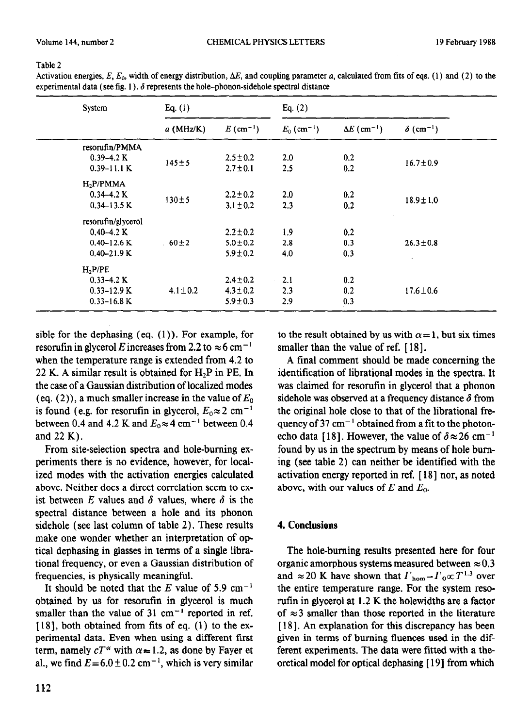Table 2

Activation energies, $E$, $E_0$, width of energy distribution, $\Delta E$, and coupling parameter $a$, calculated from fits of eqs. (1) and (2) to the experimental data (see fig. 1). $\delta$ represents the hole-phonon-sidehole spectral distance

| System | Eq. (1) | | Eq. (2) | | |
|---|---|---|---|---|---|
| | $a$ (MHz/K) | $E$ (cm$^{-1}$) | $E_0$ (cm$^{-1}$) | $\Delta E$ (cm$^{-1}$) | $\delta$ (cm$^{-1}$) |
| resorufin/PMMA | | | | | |
| 0.39–4.2 K | 145±5 | 2.5±0.2 | 2.0 | 0.2 | 16.7±0.9 |
| 0.39–11.1 K | | 2.7±0.1 | 2.5 | 0.2 | |
| $H_2P$/PMMA | | | | | |
| 0.34–4.2 K | 130±5 | 2.2±0.2 | 2.0 | 0.2 | 18.9±1.0 |
| 0.34–13.5 K | | 3.1±0.2 | 2.3 | 0.2 | |
| resorufin/glycerol | | | | | |
| 0.40–4.2 K | | 2.2±0.2 | 1.9 | 0.2 | |
| 0.40–12.6 K | 60±2 | 5.0±0.2 | 2.8 | 0.3 | 26.3±0.8 |
| 0.40–21.9 K | | 5.9±0.2 | 4.0 | 0.3 | |
| $H_2P$/PE | | | | | |
| 0.33–4.2 K | | 2.4±0.2 | 2.1 | 0.2 | |
| 0.33–12.9 K | 4.1±0.2 | 4.3±0.2 | 2.3 | 0.2 | 17.6±0.6 |
| 0.33–16.8 K | | 5.9±0.3 | 2.9 | 0.3 | |

sible for the dephasing (eq. (1)). For example, for resorufin in glycerol $E$ increases from 2.2 to $\approx 6$ cm$^{-1}$ when the temperature range is extended from 4.2 to 22 K. A similar result is obtained for $H_2P$ in PE. In the case of a Gaussian distribution of localized modes (eq. (2)), a much smaller increase in the value of $E_0$ is found (e.g. for resorufin in glycerol, $E_0 \approx 2$ cm$^{-1}$ between 0.4 and 4.2 K and $E_0 \approx 4$ cm$^{-1}$ between 0.4 and 22 K).

From site-selection spectra and hole-burning experiments there is no evidence, however, for localized modes with the activation energies calculated above. Neither does a direct correlation seem to exist between $E$ values and $\delta$ values, where $\delta$ is the spectral distance between a hole and its phonon sidehole (see last column of table 2). These results make one wonder whether an interpretation of optical dephasing in glasses in terms of a single librational frequency, or even a Gaussian distribution of frequencies, is physically meaningful.

It should be noted that the $E$ value of 5.9 cm$^{-1}$ obtained by us for resorufin in glycerol is much smaller than the value of 31 cm$^{-1}$ reported in ref. [18], both obtained from fits of eq. (1) to the experimental data. Even when using a different first term, namely $cT^{\alpha}$ with $\alpha \approx 1.2$, as done by Fayer et al., we find $E = 6.0 \pm 0.2$ cm$^{-1}$, which is very similar to the result obtained by us with $\alpha = 1$, but six times smaller than the value of ref. [18].

A final comment should be made concerning the identification of librational modes in the spectra. It was claimed for resorufin in glycerol that a phonon sidehole was observed at a frequency distance $\delta$ from the original hole close to that of the librational frequency of 37 cm$^{-1}$ obtained from a fit to the photon-echo data [18]. However, the value of $\delta \approx 26$ cm$^{-1}$ found by us in the spectrum by means of hole burning (see table 2) can neither be identified with the activation energy reported in ref. [18] nor, as noted above, with our values of $E$ and $E_0$.

## 4. Conclusions

The hole-burning results presented here for four organic amorphous systems measured between $\approx 0.3$ and $\approx 20$ K have shown that $\Gamma_{\mathrm{hom}} - \Gamma_0 \propto T^{1.3}$ over the entire temperature range. For the system resorufin in glycerol at 1.2 K the holewidths are a factor of $\approx 3$ smaller than those reported in the literature [18]. An explanation for this discrepancy has been given in terms of burning fluences used in the different experiments. The data were fitted with a theoretical model for optical dephasing [19] from which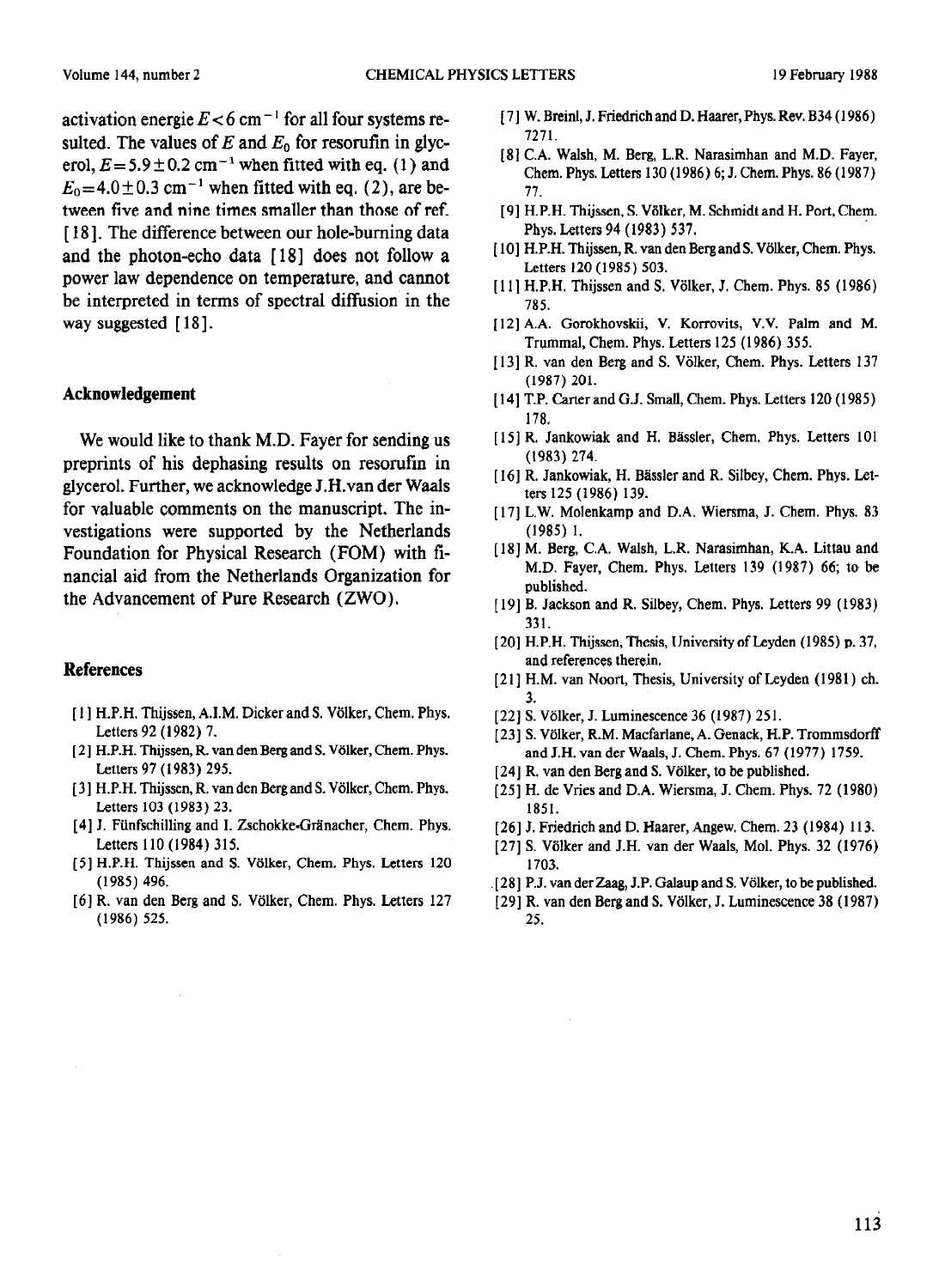activation energie $E < 6$ cm$^{-1}$ for all four systems resulted. The values of $E$ and $E_0$ for resorufin in glycerol, $E = 5.9 \pm 0.2$ cm$^{-1}$ when fitted with eq. (1) and $E_0 = 4.0 \pm 0.3$ cm$^{-1}$ when fitted with eq. (2), are between five and nine times smaller than those of ref. [18]. The difference between our hole-burning data and the photon-echo data [18] does not follow a power law dependence on temperature, and cannot be interpreted in terms of spectral diffusion in the way suggested [18].

## Acknowledgement

We would like to thank M.D. Fayer for sending us preprints of his dephasing results on resorufin in glycerol. Further, we acknowledge J.H. van der Waals for valuable comments on the manuscript. The investigations were supported by the Netherlands Foundation for Physical Research (FOM) with financial aid from the Netherlands Organization for the Advancement of Pure Research (ZWO).

## References

[1] H.P.H. Thijssen, A.I.M. Dicker and S. Völker, Chem. Phys. Letters 92 (1982) 7.

[2] H.P.H. Thijssen, R. van den Berg and S. Völker, Chem. Phys. Letters 97 (1983) 295.

[3] H.P.H. Thijssen, R. van den Berg and S. Völker, Chem. Phys. Letters 103 (1983) 23.

[4] J. Fünfschilling and I. Zschokke-Gränacher, Chem. Phys. Letters 110 (1984) 315.

[5] H.P.H. Thijssen and S. Völker, Chem. Phys. Letters 120 (1985) 496.

[6] R. van den Berg and S. Völker, Chem. Phys. Letters 127 (1986) 525.

[7] W. Breinl, J. Friedrich and D. Haarer, Phys. Rev. B34 (1986) 7271.

[8] C.A. Walsh, M. Berg, L.R. Narasimhan and M.D. Fayer, Chem. Phys. Letters 130 (1986) 6; J. Chem. Phys. 86 (1987) 77.

[9] H.P.H. Thijssen, S. Völker, M. Schmidt and H. Port, Chem. Phys. Letters 94 (1983) 537.

[10] H.P.H. Thijssen, R. van den Berg and S. Völker, Chem. Phys. Letters 120 (1985) 503.

[11] H.P.H. Thijssen and S. Völker, J. Chem. Phys. 85 (1986) 785.

[12] A.A. Gorokhovskii, V. Korrovits, V.V. Palm and M. Trummal, Chem. Phys. Letters 125 (1986) 355.

[13] R. van den Berg and S. Völker, Chem. Phys. Letters 137 (1987) 201.

[14] T.P. Carter and G.J. Small, Chem. Phys. Letters 120 (1985) 178.

[15] R. Jankowiak and H. Bässler, Chem. Phys. Letters 101 (1983) 274.

[16] R. Jankowiak, H. Bässler and R. Silbey, Chem. Phys. Letters 125 (1986) 139.

[17] L.W. Molenkamp and D.A. Wiersma, J. Chem. Phys. 83 (1985) 1.

[18] M. Berg, C.A. Walsh, L.R. Narasimhan, K.A. Littau and M.D. Fayer, Chem. Phys. Letters 139 (1987) 66; to be published.

[19] B. Jackson and R. Silbey, Chem. Phys. Letters 99 (1983) 331.

[20] H.P.H. Thijssen, Thesis, University of Leyden (1985) p. 37, and references therein.

[21] H.M. van Noort, Thesis, University of Leyden (1981) ch. 3.

[22] S. Völker, J. Luminescence 36 (1987) 251.

[23] S. Völker, R.M. Macfarlane, A. Genack, H.P. Trommsdorff and J.H. van der Waals, J. Chem. Phys. 67 (1977) 1759.

[24] R. van den Berg and S. Völker, to be published.

[25] H. de Vries and D.A. Wiersma, J. Chem. Phys. 72 (1980) 1851.

[26] J. Friedrich and D. Haarer, Angew. Chem. 23 (1984) 113.

[27] S. Völker and J.H. van der Waals, Mol. Phys. 32 (1976) 1703.

[28] P.J. van der Zaag, J.P. Galaup and S. Völker, to be published.

[29] R. van den Berg and S. Völker, J. Luminescence 38 (1987) 25.